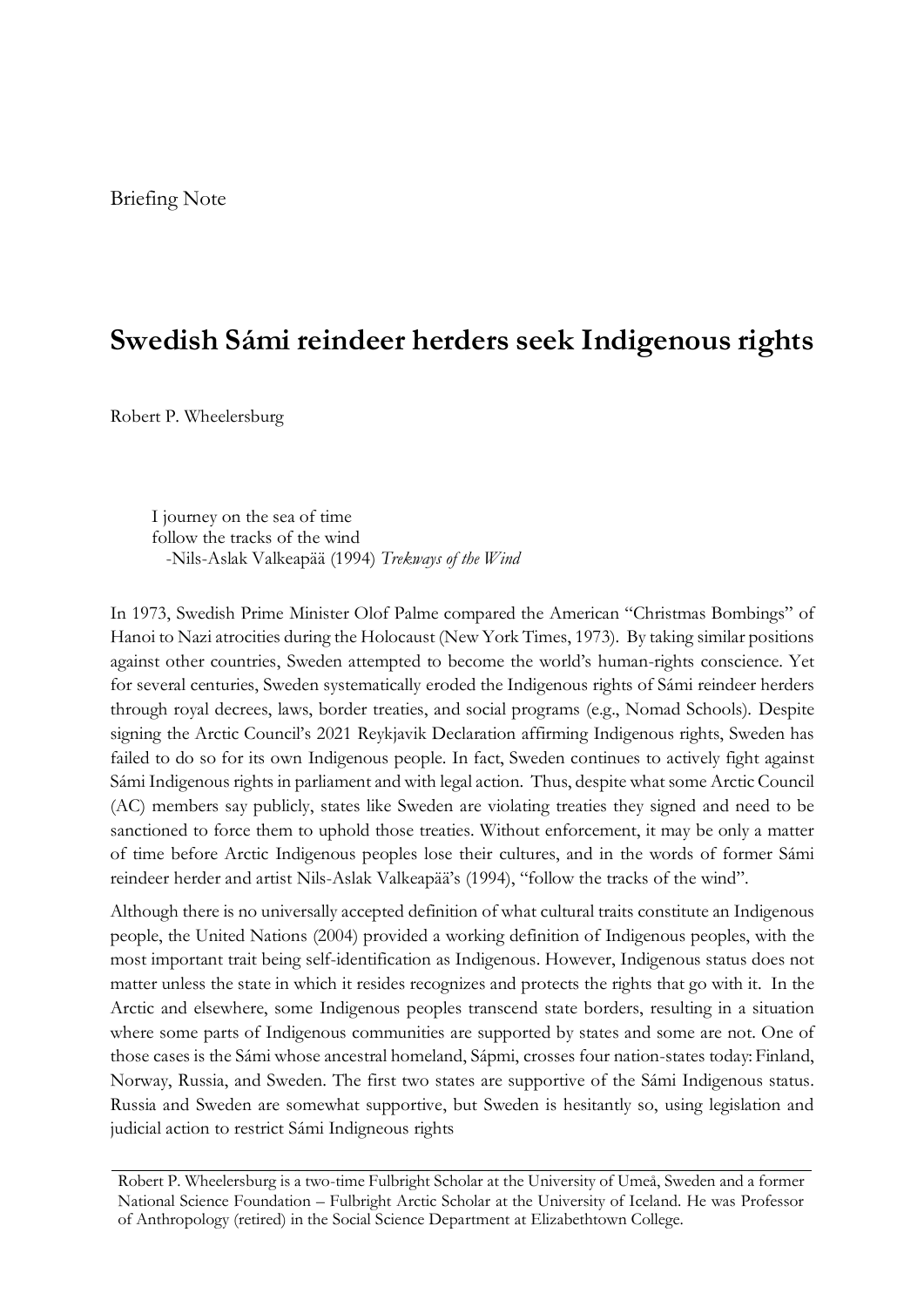Briefing Note

# Swedish Sámi reindeer herders seek Indigenous rights

Robert P. Wheelersburg

> I journey on the sea of time
> follow the tracks of the wind
> -Nils-Aslak Valkeapää (1994) *Trekways of the Wind*

In 1973, Swedish Prime Minister Olof Palme compared the American "Christmas Bombings" of Hanoi to Nazi atrocities during the Holocaust (New York Times, 1973). By taking similar positions against other countries, Sweden attempted to become the world's human-rights conscience. Yet for several centuries, Sweden systematically eroded the Indigenous rights of Sámi reindeer herders through royal decrees, laws, border treaties, and social programs (e.g., Nomad Schools). Despite signing the Arctic Council's 2021 Reykjavik Declaration affirming Indigenous rights, Sweden has failed to do so for its own Indigenous people. In fact, Sweden continues to actively fight against Sámi Indigenous rights in parliament and with legal action. Thus, despite what some Arctic Council (AC) members say publicly, states like Sweden are violating treaties they signed and need to be sanctioned to force them to uphold those treaties. Without enforcement, it may be only a matter of time before Arctic Indigenous peoples lose their cultures, and in the words of former Sámi reindeer herder and artist Nils-Aslak Valkeapää's (1994), "follow the tracks of the wind".

Although there is no universally accepted definition of what cultural traits constitute an Indigenous people, the United Nations (2004) provided a working definition of Indigenous peoples, with the most important trait being self-identification as Indigenous. However, Indigenous status does not matter unless the state in which it resides recognizes and protects the rights that go with it. In the Arctic and elsewhere, some Indigenous peoples transcend state borders, resulting in a situation where some parts of Indigenous communities are supported by states and some are not. One of those cases is the Sámi whose ancestral homeland, Sápmi, crosses four nation-states today: Finland, Norway, Russia, and Sweden. The first two states are supportive of the Sámi Indigenous status. Russia and Sweden are somewhat supportive, but Sweden is hesitantly so, using legislation and judicial action to restrict Sámi Indigneous rights

Robert P. Wheelersburg is a two-time Fulbright Scholar at the University of Umeå, Sweden and a former National Science Foundation – Fulbright Arctic Scholar at the University of Iceland. He was Professor of Anthropology (retired) in the Social Science Department at Elizabethtown College.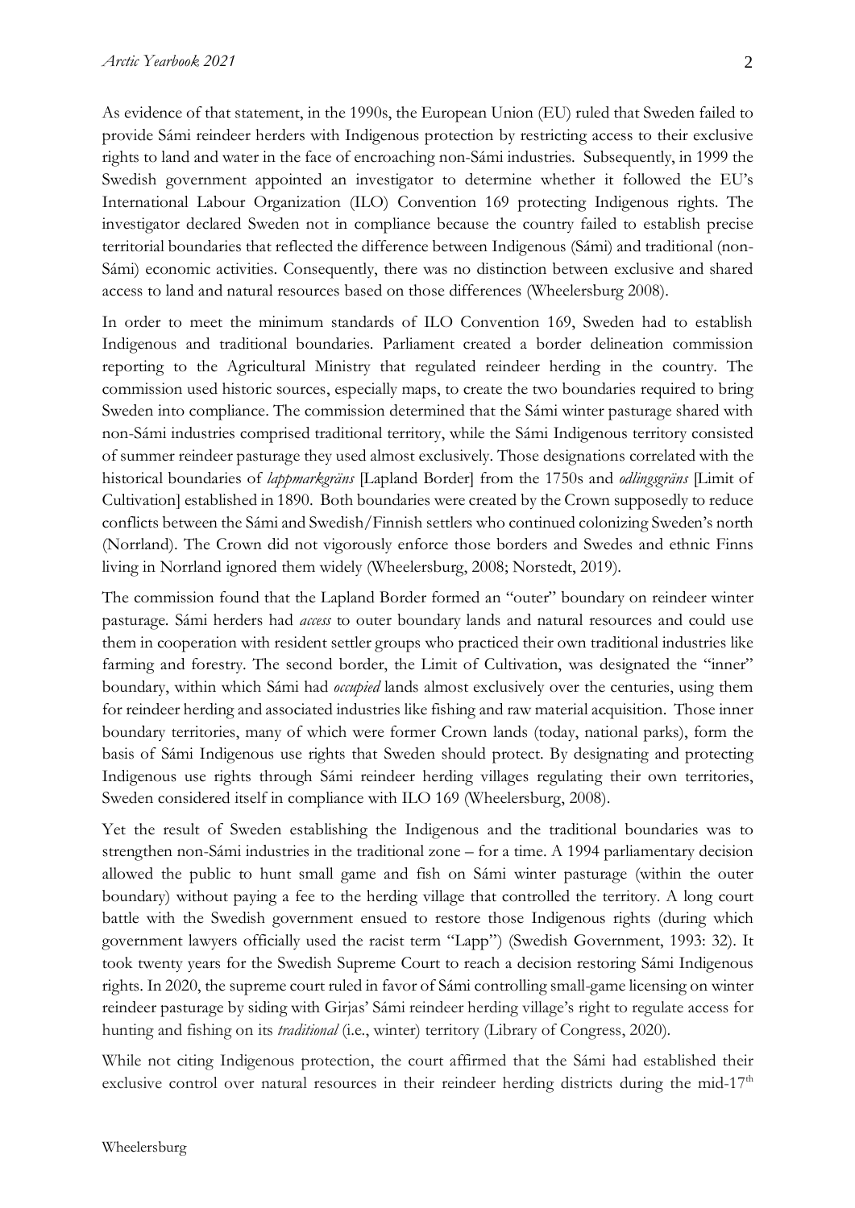As evidence of that statement, in the 1990s, the European Union (EU) ruled that Sweden failed to provide Sámi reindeer herders with Indigenous protection by restricting access to their exclusive rights to land and water in the face of encroaching non-Sámi industries. Subsequently, in 1999 the Swedish government appointed an investigator to determine whether it followed the EU's International Labour Organization (ILO) Convention 169 protecting Indigenous rights. The investigator declared Sweden not in compliance because the country failed to establish precise territorial boundaries that reflected the difference between Indigenous (Sámi) and traditional (non-Sámi) economic activities. Consequently, there was no distinction between exclusive and shared access to land and natural resources based on those differences (Wheelersburg 2008).

In order to meet the minimum standards of ILO Convention 169, Sweden had to establish Indigenous and traditional boundaries. Parliament created a border delineation commission reporting to the Agricultural Ministry that regulated reindeer herding in the country. The commission used historic sources, especially maps, to create the two boundaries required to bring Sweden into compliance. The commission determined that the Sámi winter pasturage shared with non-Sámi industries comprised traditional territory, while the Sámi Indigenous territory consisted of summer reindeer pasturage they used almost exclusively. Those designations correlated with the historical boundaries of *lappmarkgräns* [Lapland Border] from the 1750s and *odlingsgräns* [Limit of Cultivation] established in 1890. Both boundaries were created by the Crown supposedly to reduce conflicts between the Sámi and Swedish/Finnish settlers who continued colonizing Sweden's north (Norrland). The Crown did not vigorously enforce those borders and Swedes and ethnic Finns living in Norrland ignored them widely (Wheelersburg, 2008; Norstedt, 2019).

The commission found that the Lapland Border formed an "outer" boundary on reindeer winter pasturage. Sámi herders had *access* to outer boundary lands and natural resources and could use them in cooperation with resident settler groups who practiced their own traditional industries like farming and forestry. The second border, the Limit of Cultivation, was designated the "inner" boundary, within which Sámi had *occupied* lands almost exclusively over the centuries, using them for reindeer herding and associated industries like fishing and raw material acquisition. Those inner boundary territories, many of which were former Crown lands (today, national parks), form the basis of Sámi Indigenous use rights that Sweden should protect. By designating and protecting Indigenous use rights through Sámi reindeer herding villages regulating their own territories, Sweden considered itself in compliance with ILO 169 (Wheelersburg, 2008).

Yet the result of Sweden establishing the Indigenous and the traditional boundaries was to strengthen non-Sámi industries in the traditional zone – for a time. A 1994 parliamentary decision allowed the public to hunt small game and fish on Sámi winter pasturage (within the outer boundary) without paying a fee to the herding village that controlled the territory. A long court battle with the Swedish government ensued to restore those Indigenous rights (during which government lawyers officially used the racist term "Lapp") (Swedish Government, 1993: 32). It took twenty years for the Swedish Supreme Court to reach a decision restoring Sámi Indigenous rights. In 2020, the supreme court ruled in favor of Sámi controlling small-game licensing on winter reindeer pasturage by siding with Girjas' Sámi reindeer herding village's right to regulate access for hunting and fishing on its *traditional* (i.e., winter) territory (Library of Congress, 2020).

While not citing Indigenous protection, the court affirmed that the Sámi had established their exclusive control over natural resources in their reindeer herding districts during the mid-17th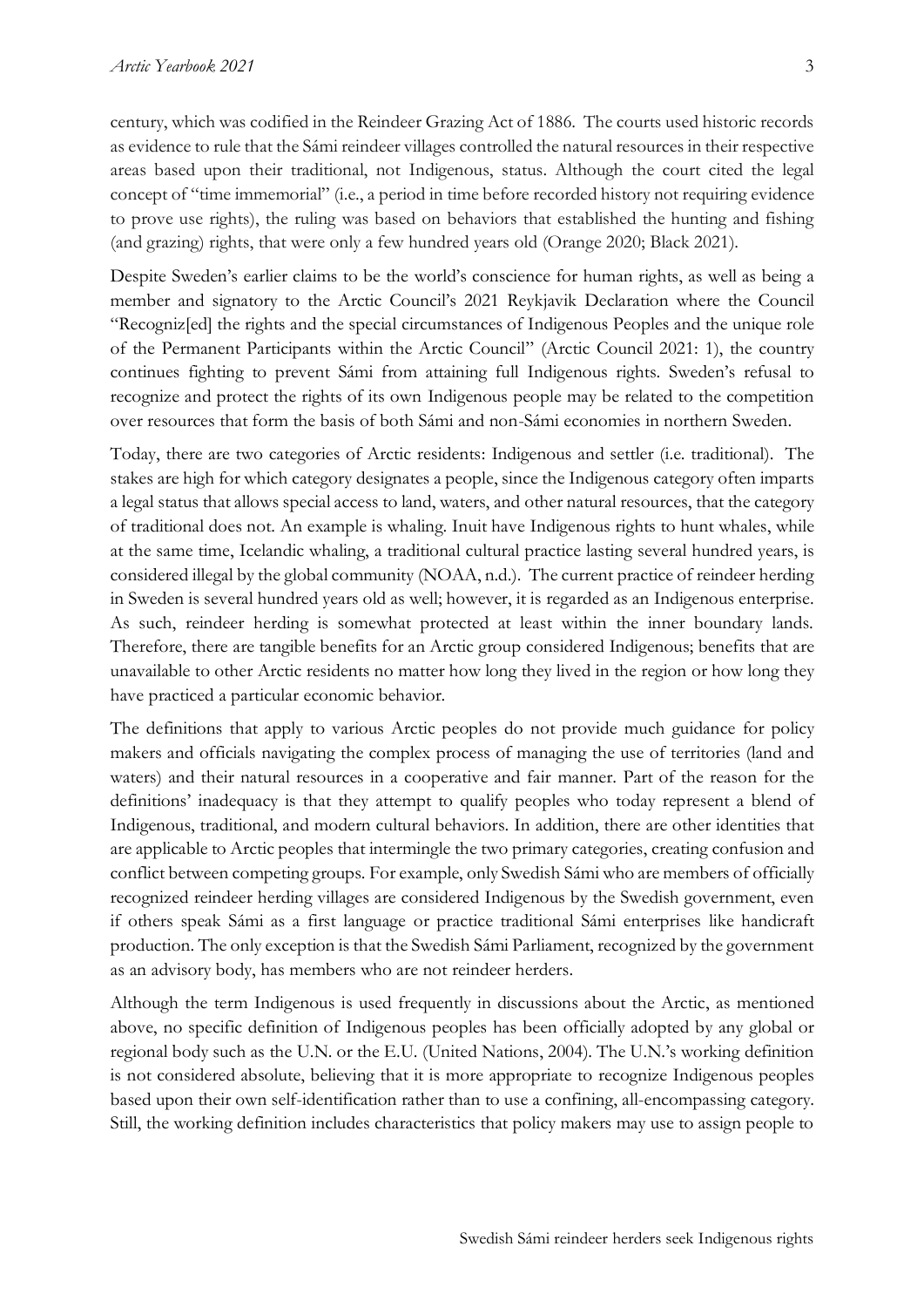century, which was codified in the Reindeer Grazing Act of 1886. The courts used historic records as evidence to rule that the Sámi reindeer villages controlled the natural resources in their respective areas based upon their traditional, not Indigenous, status. Although the court cited the legal concept of "time immemorial" (i.e., a period in time before recorded history not requiring evidence to prove use rights), the ruling was based on behaviors that established the hunting and fishing (and grazing) rights, that were only a few hundred years old (Orange 2020; Black 2021).

Despite Sweden's earlier claims to be the world's conscience for human rights, as well as being a member and signatory to the Arctic Council's 2021 Reykjavik Declaration where the Council "Recogniz[ed] the rights and the special circumstances of Indigenous Peoples and the unique role of the Permanent Participants within the Arctic Council" (Arctic Council 2021: 1), the country continues fighting to prevent Sámi from attaining full Indigenous rights. Sweden's refusal to recognize and protect the rights of its own Indigenous people may be related to the competition over resources that form the basis of both Sámi and non-Sámi economies in northern Sweden.

Today, there are two categories of Arctic residents: Indigenous and settler (i.e. traditional). The stakes are high for which category designates a people, since the Indigenous category often imparts a legal status that allows special access to land, waters, and other natural resources, that the category of traditional does not. An example is whaling. Inuit have Indigenous rights to hunt whales, while at the same time, Icelandic whaling, a traditional cultural practice lasting several hundred years, is considered illegal by the global community (NOAA, n.d.). The current practice of reindeer herding in Sweden is several hundred years old as well; however, it is regarded as an Indigenous enterprise. As such, reindeer herding is somewhat protected at least within the inner boundary lands. Therefore, there are tangible benefits for an Arctic group considered Indigenous; benefits that are unavailable to other Arctic residents no matter how long they lived in the region or how long they have practiced a particular economic behavior.

The definitions that apply to various Arctic peoples do not provide much guidance for policy makers and officials navigating the complex process of managing the use of territories (land and waters) and their natural resources in a cooperative and fair manner. Part of the reason for the definitions' inadequacy is that they attempt to qualify peoples who today represent a blend of Indigenous, traditional, and modern cultural behaviors. In addition, there are other identities that are applicable to Arctic peoples that intermingle the two primary categories, creating confusion and conflict between competing groups. For example, only Swedish Sámi who are members of officially recognized reindeer herding villages are considered Indigenous by the Swedish government, even if others speak Sámi as a first language or practice traditional Sámi enterprises like handicraft production. The only exception is that the Swedish Sámi Parliament, recognized by the government as an advisory body, has members who are not reindeer herders.

Although the term Indigenous is used frequently in discussions about the Arctic, as mentioned above, no specific definition of Indigenous peoples has been officially adopted by any global or regional body such as the U.N. or the E.U. (United Nations, 2004). The U.N.'s working definition is not considered absolute, believing that it is more appropriate to recognize Indigenous peoples based upon their own self-identification rather than to use a confining, all-encompassing category. Still, the working definition includes characteristics that policy makers may use to assign people to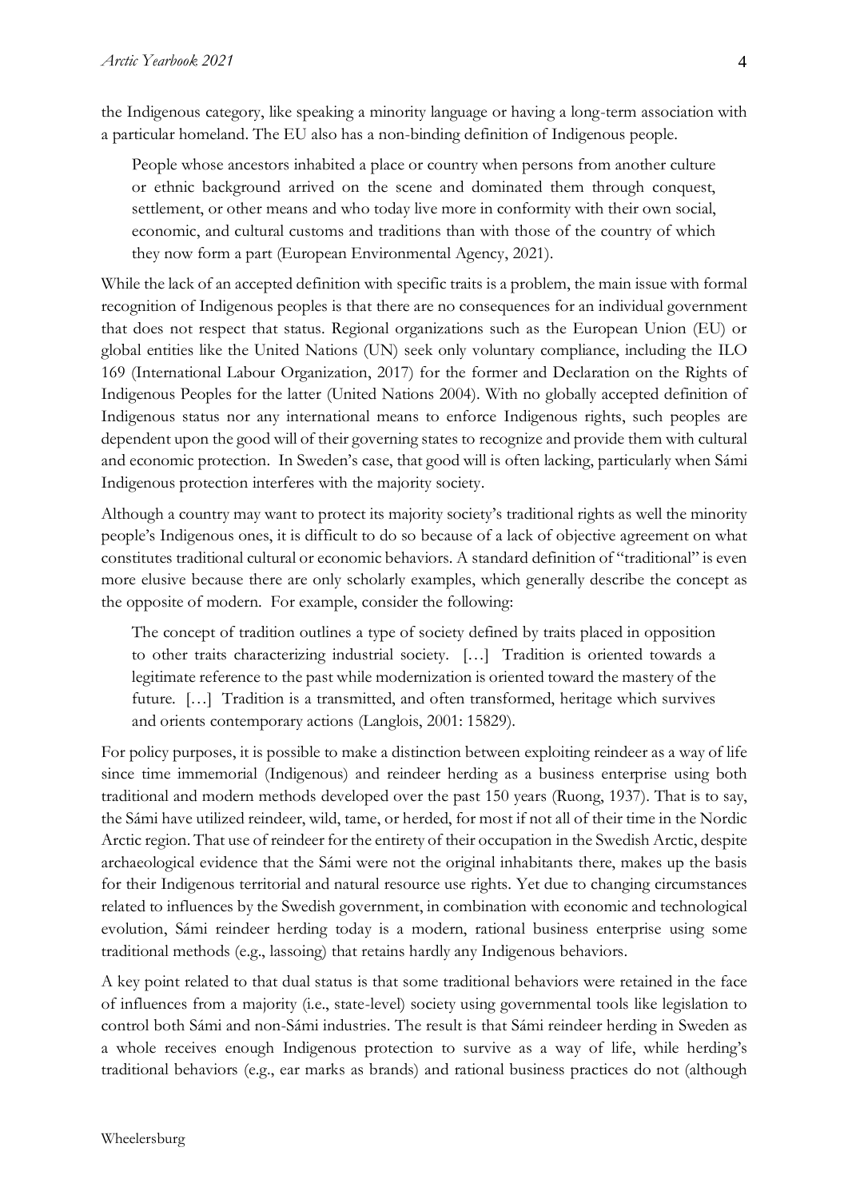the Indigenous category, like speaking a minority language or having a long-term association with a particular homeland. The EU also has a non-binding definition of Indigenous people.

> People whose ancestors inhabited a place or country when persons from another culture or ethnic background arrived on the scene and dominated them through conquest, settlement, or other means and who today live more in conformity with their own social, economic, and cultural customs and traditions than with those of the country of which they now form a part (European Environmental Agency, 2021).

While the lack of an accepted definition with specific traits is a problem, the main issue with formal recognition of Indigenous peoples is that there are no consequences for an individual government that does not respect that status. Regional organizations such as the European Union (EU) or global entities like the United Nations (UN) seek only voluntary compliance, including the ILO 169 (International Labour Organization, 2017) for the former and Declaration on the Rights of Indigenous Peoples for the latter (United Nations 2004). With no globally accepted definition of Indigenous status nor any international means to enforce Indigenous rights, such peoples are dependent upon the good will of their governing states to recognize and provide them with cultural and economic protection. In Sweden's case, that good will is often lacking, particularly when Sámi Indigenous protection interferes with the majority society.

Although a country may want to protect its majority society's traditional rights as well the minority people's Indigenous ones, it is difficult to do so because of a lack of objective agreement on what constitutes traditional cultural or economic behaviors. A standard definition of "traditional" is even more elusive because there are only scholarly examples, which generally describe the concept as the opposite of modern. For example, consider the following:

> The concept of tradition outlines a type of society defined by traits placed in opposition to other traits characterizing industrial society. […] Tradition is oriented towards a legitimate reference to the past while modernization is oriented toward the mastery of the future. […] Tradition is a transmitted, and often transformed, heritage which survives and orients contemporary actions (Langlois, 2001: 15829).

For policy purposes, it is possible to make a distinction between exploiting reindeer as a way of life since time immemorial (Indigenous) and reindeer herding as a business enterprise using both traditional and modern methods developed over the past 150 years (Ruong, 1937). That is to say, the Sámi have utilized reindeer, wild, tame, or herded, for most if not all of their time in the Nordic Arctic region. That use of reindeer for the entirety of their occupation in the Swedish Arctic, despite archaeological evidence that the Sámi were not the original inhabitants there, makes up the basis for their Indigenous territorial and natural resource use rights. Yet due to changing circumstances related to influences by the Swedish government, in combination with economic and technological evolution, Sámi reindeer herding today is a modern, rational business enterprise using some traditional methods (e.g., lassoing) that retains hardly any Indigenous behaviors.

A key point related to that dual status is that some traditional behaviors were retained in the face of influences from a majority (i.e., state-level) society using governmental tools like legislation to control both Sámi and non-Sámi industries. The result is that Sámi reindeer herding in Sweden as a whole receives enough Indigenous protection to survive as a way of life, while herding's traditional behaviors (e.g., ear marks as brands) and rational business practices do not (although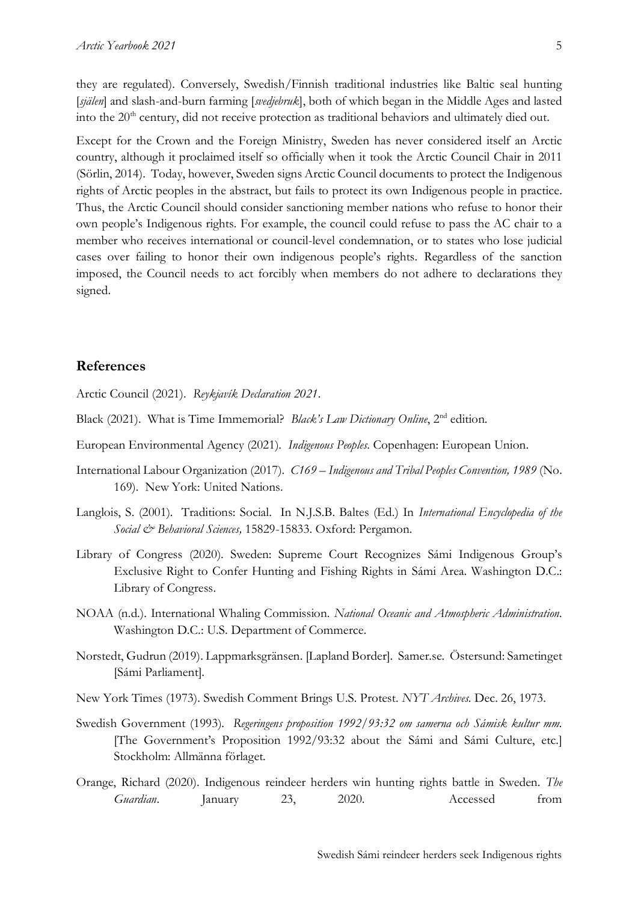they are regulated). Conversely, Swedish/Finnish traditional industries like Baltic seal hunting [*själen*] and slash-and-burn farming [*svedjebruk*], both of which began in the Middle Ages and lasted into the 20th century, did not receive protection as traditional behaviors and ultimately died out.

Except for the Crown and the Foreign Ministry, Sweden has never considered itself an Arctic country, although it proclaimed itself so officially when it took the Arctic Council Chair in 2011 (Sörlin, 2014). Today, however, Sweden signs Arctic Council documents to protect the Indigenous rights of Arctic peoples in the abstract, but fails to protect its own Indigenous people in practice. Thus, the Arctic Council should consider sanctioning member nations who refuse to honor their own people's Indigenous rights. For example, the council could refuse to pass the AC chair to a member who receives international or council-level condemnation, or to states who lose judicial cases over failing to honor their own indigenous people's rights. Regardless of the sanction imposed, the Council needs to act forcibly when members do not adhere to declarations they signed.

## References

Arctic Council (2021). *Reykjavík Declaration 2021*.

Black (2021). What is Time Immemorial? *Black's Law Dictionary Online*, 2nd edition.

European Environmental Agency (2021). *Indigenous Peoples*. Copenhagen: European Union.

International Labour Organization (2017). *C169 – Indigenous and Tribal Peoples Convention, 1989* (No. 169). New York: United Nations.

Langlois, S. (2001). Traditions: Social. In N.J.S.B. Baltes (Ed.) In *International Encyclopedia of the Social & Behavioral Sciences,* 15829-15833. Oxford: Pergamon.

Library of Congress (2020). Sweden: Supreme Court Recognizes Sámi Indigenous Group's Exclusive Right to Confer Hunting and Fishing Rights in Sámi Area. Washington D.C.: Library of Congress.

NOAA (n.d.). International Whaling Commission. *National Oceanic and Atmospheric Administration*. Washington D.C.: U.S. Department of Commerce.

Norstedt, Gudrun (2019). Lappmarksgränsen. [Lapland Border]. Samer.se. Östersund: Sametinget [Sámi Parliament].

New York Times (1973). Swedish Comment Brings U.S. Protest. *NYT Archives*. Dec. 26, 1973.

Swedish Government (1993). *Regeringens proposition 1992/93:32 om samerna och Sámisk kultur mm.* [The Government's Proposition 1992/93:32 about the Sámi and Sámi Culture, etc.] Stockholm: Allmänna förlaget.

Orange, Richard (2020). Indigenous reindeer herders win hunting rights battle in Sweden. *The Guardian*. January 23, 2020. Accessed from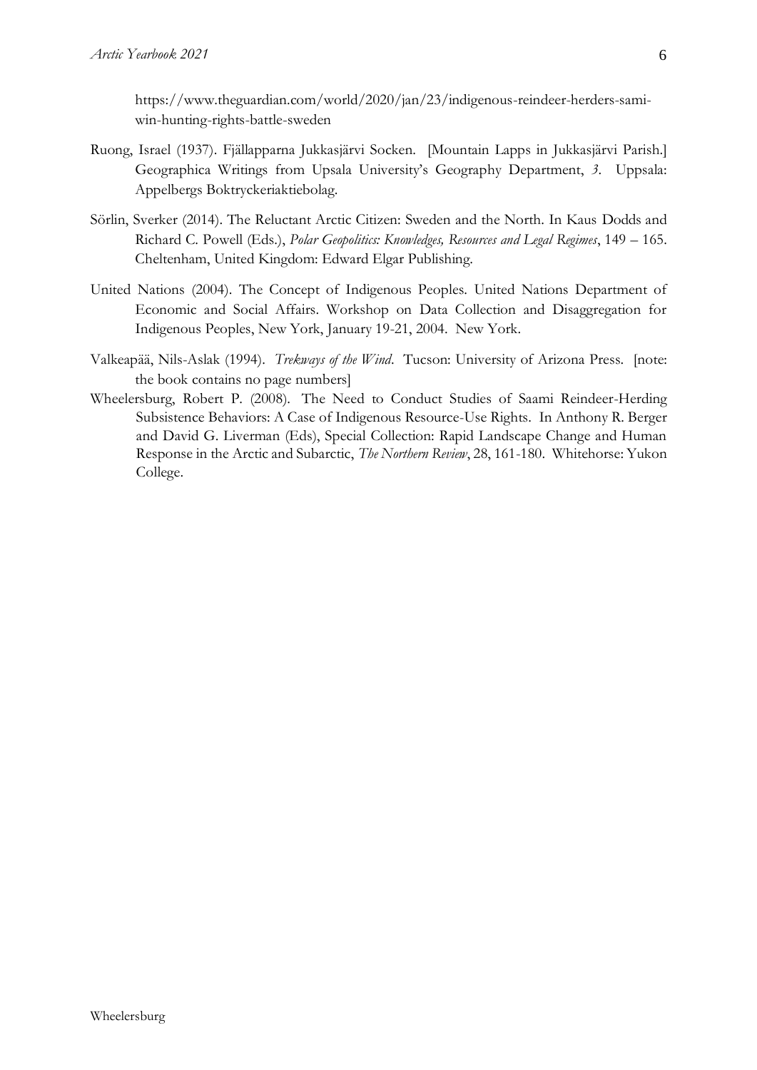https://www.theguardian.com/world/2020/jan/23/indigenous-reindeer-herders-sami-win-hunting-rights-battle-sweden

Ruong, Israel (1937). Fjällapparna Jukkasjärvi Socken. [Mountain Lapps in Jukkasjärvi Parish.] Geographica Writings from Upsala University's Geography Department, *3*. Uppsala: Appelbergs Boktryckeriaktiebolag.

Sörlin, Sverker (2014). The Reluctant Arctic Citizen: Sweden and the North. In Kaus Dodds and Richard C. Powell (Eds.), *Polar Geopolitics: Knowledges, Resources and Legal Regimes*, 149 – 165. Cheltenham, United Kingdom: Edward Elgar Publishing.

United Nations (2004). The Concept of Indigenous Peoples. United Nations Department of Economic and Social Affairs. Workshop on Data Collection and Disaggregation for Indigenous Peoples, New York, January 19-21, 2004. New York.

Valkeapää, Nils-Aslak (1994). *Trekways of the Wind*. Tucson: University of Arizona Press. [note: the book contains no page numbers]

Wheelersburg, Robert P. (2008). The Need to Conduct Studies of Saami Reindeer-Herding Subsistence Behaviors: A Case of Indigenous Resource-Use Rights. In Anthony R. Berger and David G. Liverman (Eds), Special Collection: Rapid Landscape Change and Human Response in the Arctic and Subarctic, *The Northern Review*, 28, 161-180. Whitehorse: Yukon College.